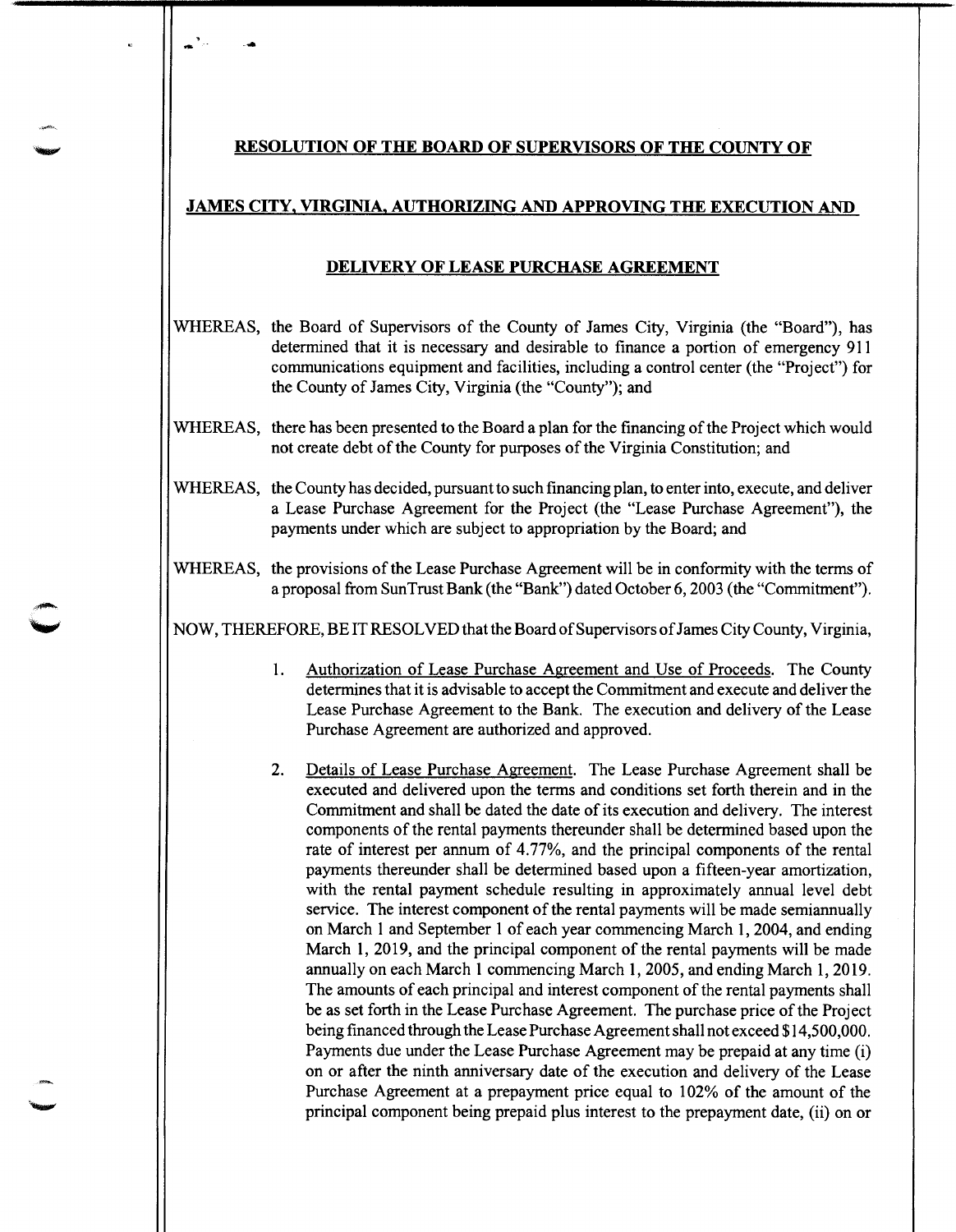**RESOLUTION OF THE BOARD OF SUPERVISORS OF THE COUNTY OF**

**JAMES CITY, VIRGINIA, AUTHORIZING AND APPROVING THE EXECUTION AND**

**DELIVERY OF LEASE PURCHASE AGREEMENT**

WHEREAS, the Board of Supervisors of the County of James City, Virginia (the "Board"), has determined that it is necessary and desirable to finance a portion of emergency 911 communications equipment and facilities, including a control center (the "Project") for the County of James City, Virginia (the "County"); and

WHEREAS, there has been presented to the Board a plan for the financing of the Project which would not create debt of the County for purposes of the Virginia Constitution; and

WHEREAS, the County has decided, pursuant to such financing plan, to enter into, execute, and deliver a Lease Purchase Agreement for the Project (the "Lease Purchase Agreement"), the payments under which are subject to appropriation by the Board; and

WHEREAS, the provisions of the Lease Purchase Agreement will be in conformity with the terms of a proposal from SunTrust Bank (the "Bank") dated October 6, 2003 (the "Commitment").

NOW, THEREFORE, BE IT RESOLVED that the Board of Supervisors of James City County, Virginia,

1. Authorization of Lease Purchase Agreement and Use of Proceeds. The County determines that it is advisable to accept the Commitment and execute and deliver the Lease Purchase Agreement to the Bank. The execution and delivery of the Lease Purchase Agreement are authorized and approved.

2. Details of Lease Purchase Agreement. The Lease Purchase Agreement shall be executed and delivered upon the terms and conditions set forth therein and in the Commitment and shall be dated the date of its execution and delivery. The interest components of the rental payments thereunder shall be determined based upon the rate of interest per annum of 4.77%, and the principal components of the rental payments thereunder shall be determined based upon a fifteen-year amortization, with the rental payment schedule resulting in approximately annual level debt service. The interest component of the rental payments will be made semiannually on March 1 and September 1 of each year commencing March 1, 2004, and ending March 1, 2019, and the principal component of the rental payments will be made annually on each March 1 commencing March 1, 2005, and ending March 1, 2019. The amounts of each principal and interest component of the rental payments shall be as set forth in the Lease Purchase Agreement. The purchase price of the Project being financed through the Lease Purchase Agreement shall not exceed $14,500,000. Payments due under the Lease Purchase Agreement may be prepaid at any time (i) on or after the ninth anniversary date of the execution and delivery of the Lease Purchase Agreement at a prepayment price equal to 102% of the amount of the principal component being prepaid plus interest to the prepayment date, (ii) on or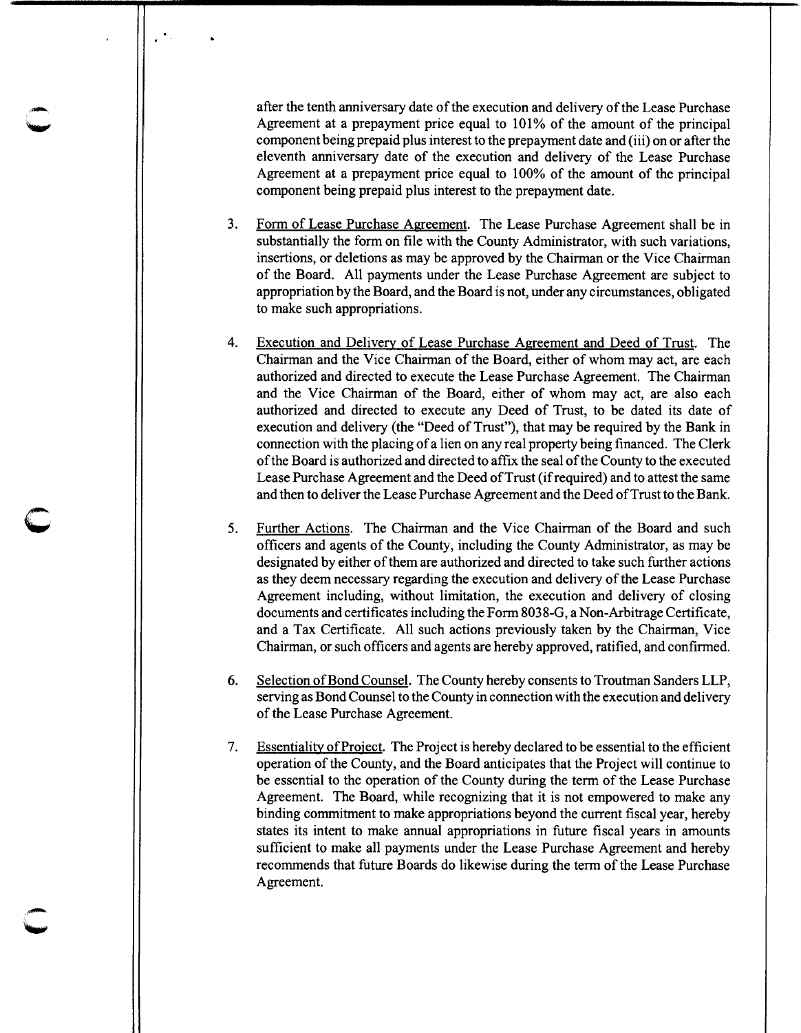after the tenth anniversary date of the execution and delivery of the Lease Purchase Agreement at a prepayment price equal to 101% of the amount of the principal component being prepaid plus interest to the prepayment date and (iii) on or after the eleventh anniversary date of the execution and delivery of the Lease Purchase Agreement at a prepayment price equal to 100% of the amount of the principal component being prepaid plus interest to the prepayment date.

3. Form of Lease Purchase Agreement. The Lease Purchase Agreement shall be in substantially the form on file with the County Administrator, with such variations, insertions, or deletions as may be approved by the Chairman or the Vice Chairman of the Board. All payments under the Lease Purchase Agreement are subject to appropriation by the Board, and the Board is not, under any circumstances, obligated to make such appropriations.

4. Execution and Delivery of Lease Purchase Agreement and Deed of Trust. The Chairman and the Vice Chairman of the Board, either of whom may act, are each authorized and directed to execute the Lease Purchase Agreement. The Chairman and the Vice Chairman of the Board, either of whom may act, are also each authorized and directed to execute any Deed of Trust, to be dated its date of execution and delivery (the "Deed of Trust"), that may be required by the Bank in connection with the placing of a lien on any real property being financed. The Clerk of the Board is authorized and directed to affix the seal of the County to the executed Lease Purchase Agreement and the Deed of Trust (if required) and to attest the same and then to deliver the Lease Purchase Agreement and the Deed of Trust to the Bank.

5. Further Actions. The Chairman and the Vice Chairman of the Board and such officers and agents of the County, including the County Administrator, as may be designated by either of them are authorized and directed to take such further actions as they deem necessary regarding the execution and delivery of the Lease Purchase Agreement including, without limitation, the execution and delivery of closing documents and certificates including the Form 8038-G, a Non-Arbitrage Certificate, and a Tax Certificate. All such actions previously taken by the Chairman, Vice Chairman, or such officers and agents are hereby approved, ratified, and confirmed.

6. Selection of Bond Counsel. The County hereby consents to Troutman Sanders LLP, serving as Bond Counsel to the County in connection with the execution and delivery of the Lease Purchase Agreement.

7. Essentiality of Project. The Project is hereby declared to be essential to the efficient operation of the County, and the Board anticipates that the Project will continue to be essential to the operation of the County during the term of the Lease Purchase Agreement. The Board, while recognizing that it is not empowered to make any binding commitment to make appropriations beyond the current fiscal year, hereby states its intent to make annual appropriations in future fiscal years in amounts sufficient to make all payments under the Lease Purchase Agreement and hereby recommends that future Boards do likewise during the term of the Lease Purchase Agreement.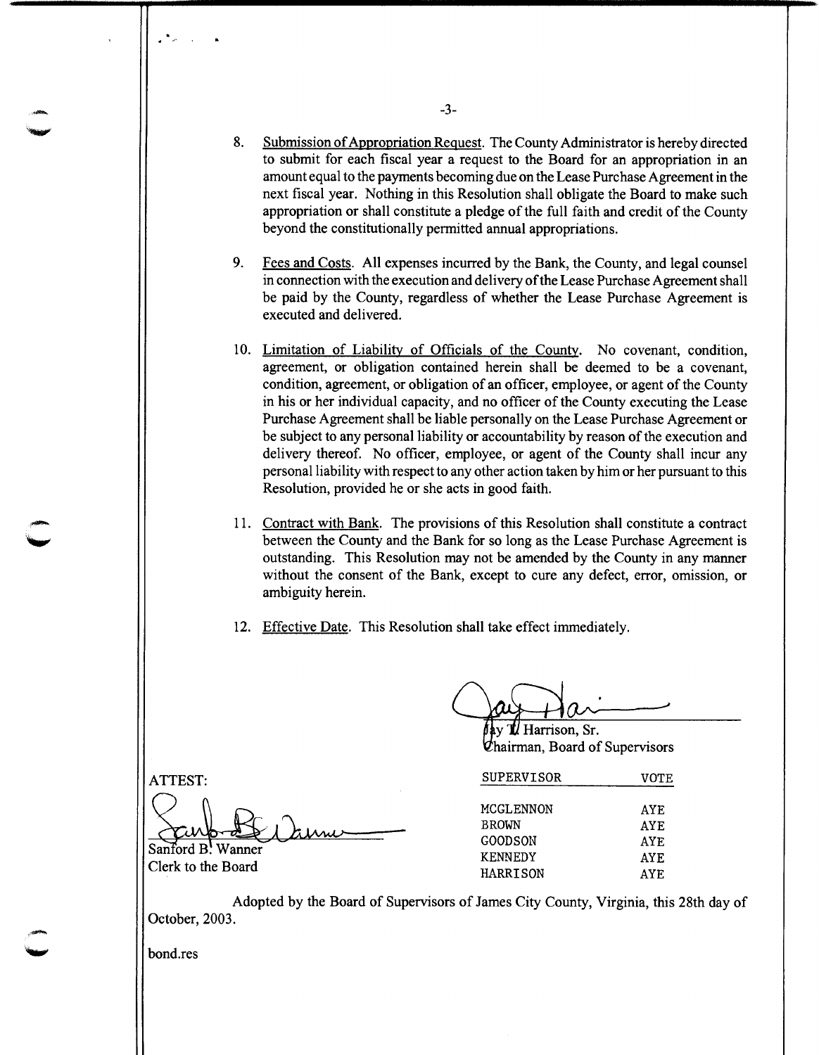8. Submission of Appropriation Request. The County Administrator is hereby directed to submit for each fiscal year a request to the Board for an appropriation in an amount equal to the payments becoming due on the Lease Purchase Agreement in the next fiscal year. Nothing in this Resolution shall obligate the Board to make such appropriation or shall constitute a pledge of the full faith and credit of the County beyond the constitutionally permitted annual appropriations.

9. Fees and Costs. All expenses incurred by the Bank, the County, and legal counsel in connection with the execution and delivery of the Lease Purchase Agreement shall be paid by the County, regardless of whether the Lease Purchase Agreement is executed and delivered.

10. Limitation of Liability of Officials of the County. No covenant, condition, agreement, or obligation contained herein shall be deemed to be a covenant, condition, agreement, or obligation of an officer, employee, or agent of the County in his or her individual capacity, and no officer of the County executing the Lease Purchase Agreement shall be liable personally on the Lease Purchase Agreement or be subject to any personal liability or accountability by reason of the execution and delivery thereof. No officer, employee, or agent of the County shall incur any personal liability with respect to any other action taken by him or her pursuant to this Resolution, provided he or she acts in good faith.

11. Contract with Bank. The provisions of this Resolution shall constitute a contract between the County and the Bank for so long as the Lease Purchase Agreement is outstanding. This Resolution may not be amended by the County in any manner without the consent of the Bank, except to cure any defect, error, omission, or ambiguity herein.

12. Effective Date. This Resolution shall take effect immediately.

Jay T. Harrison, Sr.
Chairman, Board of Supervisors

| SUPERVISOR | VOTE |
|---|---|
| MCGLENNON | AYE |
| BROWN | AYE |
| GOODSON | AYE |
| KENNEDY | AYE |
| HARRISON | AYE |

ATTEST:

Sanford B. Wanner
Clerk to the Board

Adopted by the Board of Supervisors of James City County, Virginia, this 28th day of October, 2003.

bond.res